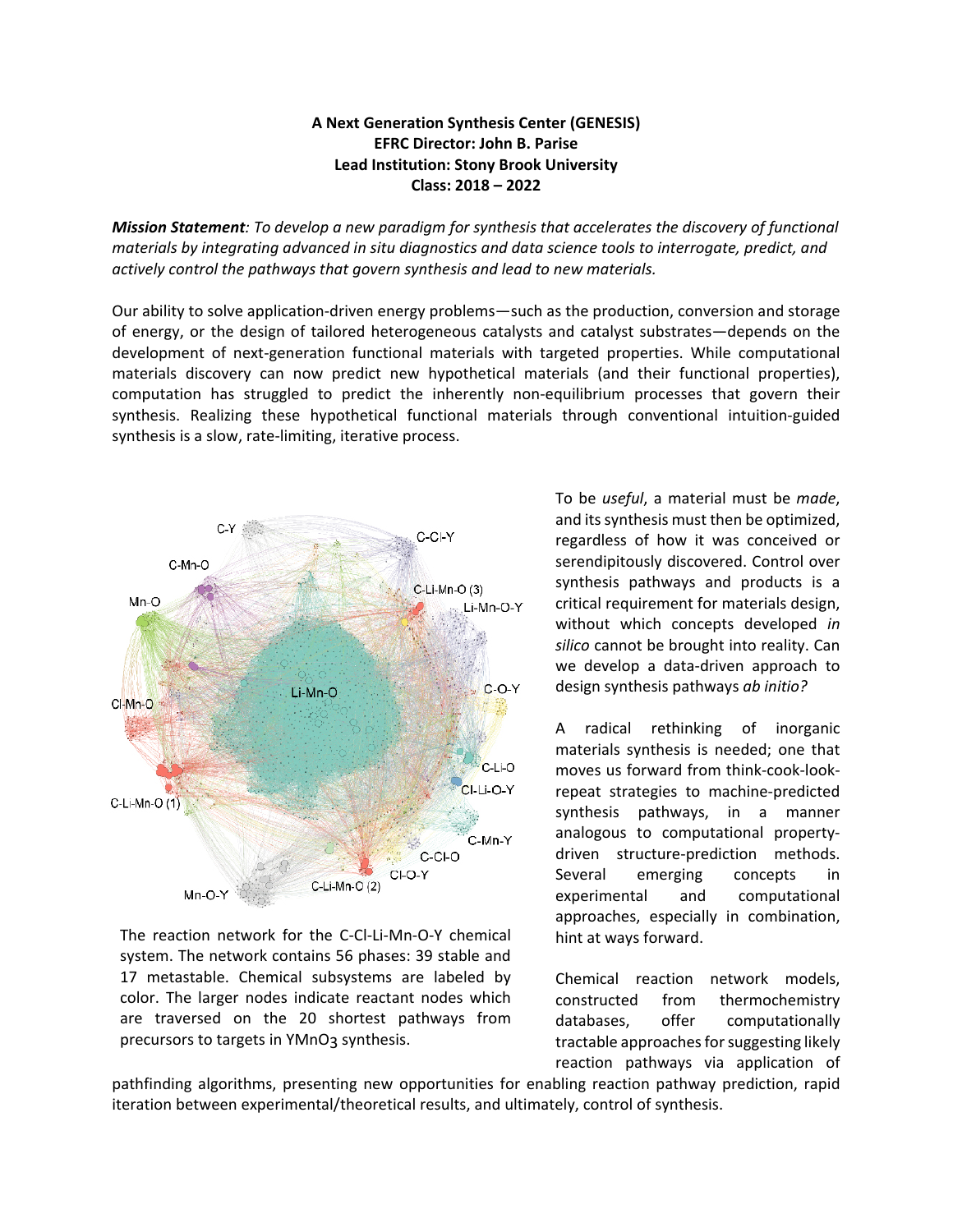**A Next Generation Synthesis Center (GENESIS)**
**EFRC Director: John B. Parise**
**Lead Institution: Stony Brook University**
**Class: 2018 – 2022**

***Mission Statement**: To develop a new paradigm for synthesis that accelerates the discovery of functional materials by integrating advanced in situ diagnostics and data science tools to interrogate, predict, and actively control the pathways that govern synthesis and lead to new materials.*

Our ability to solve application-driven energy problems—such as the production, conversion and storage of energy, or the design of tailored heterogeneous catalysts and catalyst substrates—depends on the development of next-generation functional materials with targeted properties. While computational materials discovery can now predict new hypothetical materials (and their functional properties), computation has struggled to predict the inherently non-equilibrium processes that govern their synthesis. Realizing these hypothetical functional materials through conventional intuition-guided synthesis is a slow, rate-limiting, iterative process.

The reaction network for the C-Cl-Li-Mn-O-Y chemical system. The network contains 56 phases: 39 stable and 17 metastable. Chemical subsystems are labeled by color. The larger nodes indicate reactant nodes which are traversed on the 20 shortest pathways from precursors to targets in $YMnO_3$ synthesis.

To be *useful*, a material must be *made*, and its synthesis must then be optimized, regardless of how it was conceived or serendipitously discovered. Control over synthesis pathways and products is a critical requirement for materials design, without which concepts developed *in silico* cannot be brought into reality. Can we develop a data-driven approach to design synthesis pathways *ab initio?*

A radical rethinking of inorganic materials synthesis is needed; one that moves us forward from think-cook-look-repeat strategies to machine-predicted synthesis pathways, in a manner analogous to computational property-driven structure-prediction methods. Several emerging concepts in experimental and computational approaches, especially in combination, hint at ways forward.

Chemical reaction network models, constructed from thermochemistry databases, offer computationally tractable approaches for suggesting likely reaction pathways via application of pathfinding algorithms, presenting new opportunities for enabling reaction pathway prediction, rapid iteration between experimental/theoretical results, and ultimately, control of synthesis.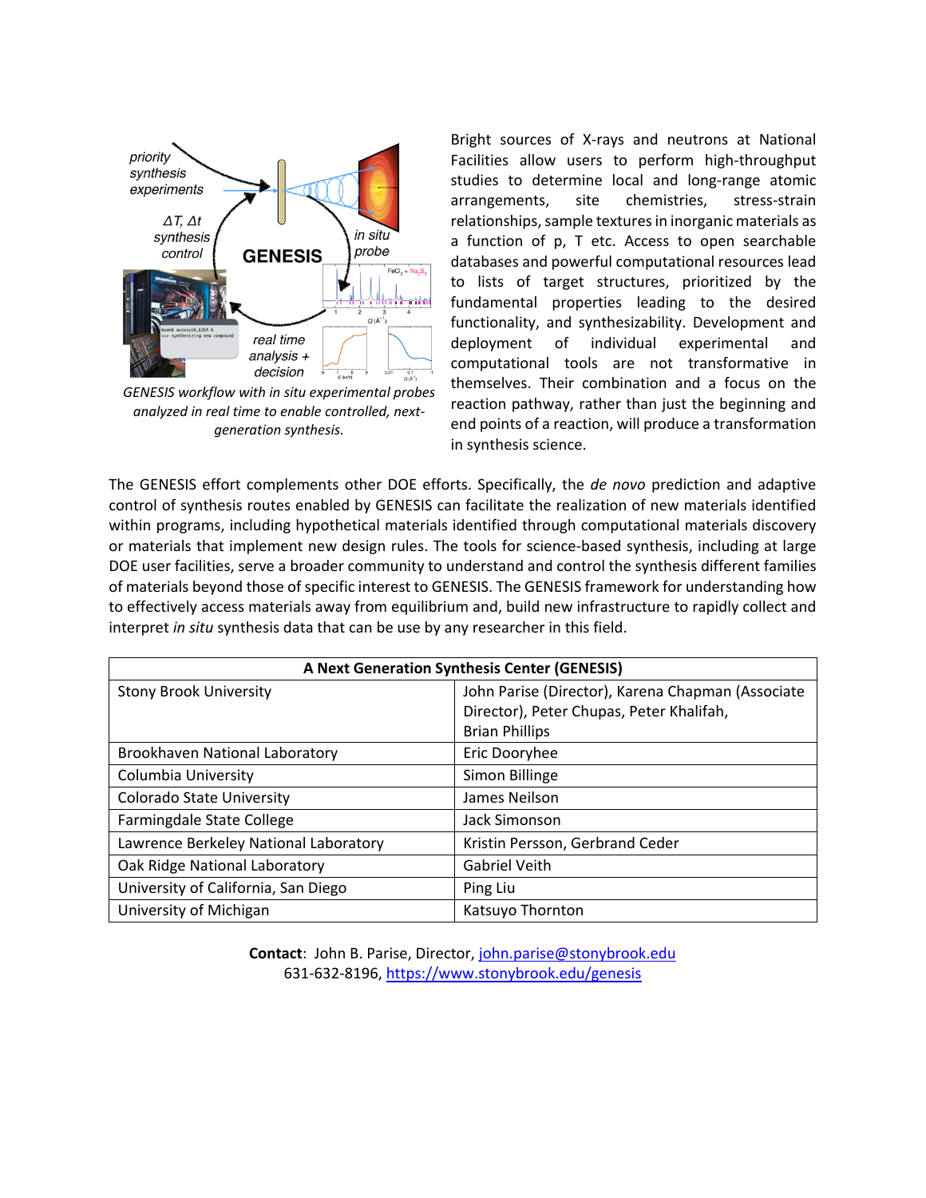priority synthesis experiments

$\Delta T$, $\Delta t$ synthesis control

GENESIS

in situ probe

real time analysis + decision

*GENESIS workflow with in situ experimental probes analyzed in real time to enable controlled, next-generation synthesis.*

Bright sources of X-rays and neutrons at National Facilities allow users to perform high-throughput studies to determine local and long-range atomic arrangements, site chemistries, stress-strain relationships, sample textures in inorganic materials as a function of p, T etc. Access to open searchable databases and powerful computational resources lead to lists of target structures, prioritized by the fundamental properties leading to the desired functionality, and synthesizability. Development and deployment of individual experimental and computational tools are not transformative in themselves. Their combination and a focus on the reaction pathway, rather than just the beginning and end points of a reaction, will produce a transformation in synthesis science.

The GENESIS effort complements other DOE efforts. Specifically, the *de novo* prediction and adaptive control of synthesis routes enabled by GENESIS can facilitate the realization of new materials identified within programs, including hypothetical materials identified through computational materials discovery or materials that implement new design rules. The tools for science-based synthesis, including at large DOE user facilities, serve a broader community to understand and control the synthesis different families of materials beyond those of specific interest to GENESIS. The GENESIS framework for understanding how to effectively access materials away from equilibrium and, build new infrastructure to rapidly collect and interpret *in situ* synthesis data that can be use by any researcher in this field.

| **A Next Generation Synthesis Center (GENESIS)** | |
|---|---|
| Stony Brook University | John Parise (Director), Karena Chapman (Associate Director), Peter Chupas, Peter Khalifah, Brian Phillips |
| Brookhaven National Laboratory | Eric Dooryhee |
| Columbia University | Simon Billinge |
| Colorado State University | James Neilson |
| Farmingdale State College | Jack Simonson |
| Lawrence Berkeley National Laboratory | Kristin Persson, Gerbrand Ceder |
| Oak Ridge National Laboratory | Gabriel Veith |
| University of California, San Diego | Ping Liu |
| University of Michigan | Katsuyo Thornton |

**Contact**: John B. Parise, Director, john.parise@stonybrook.edu
631-632-8196, https://www.stonybrook.edu/genesis